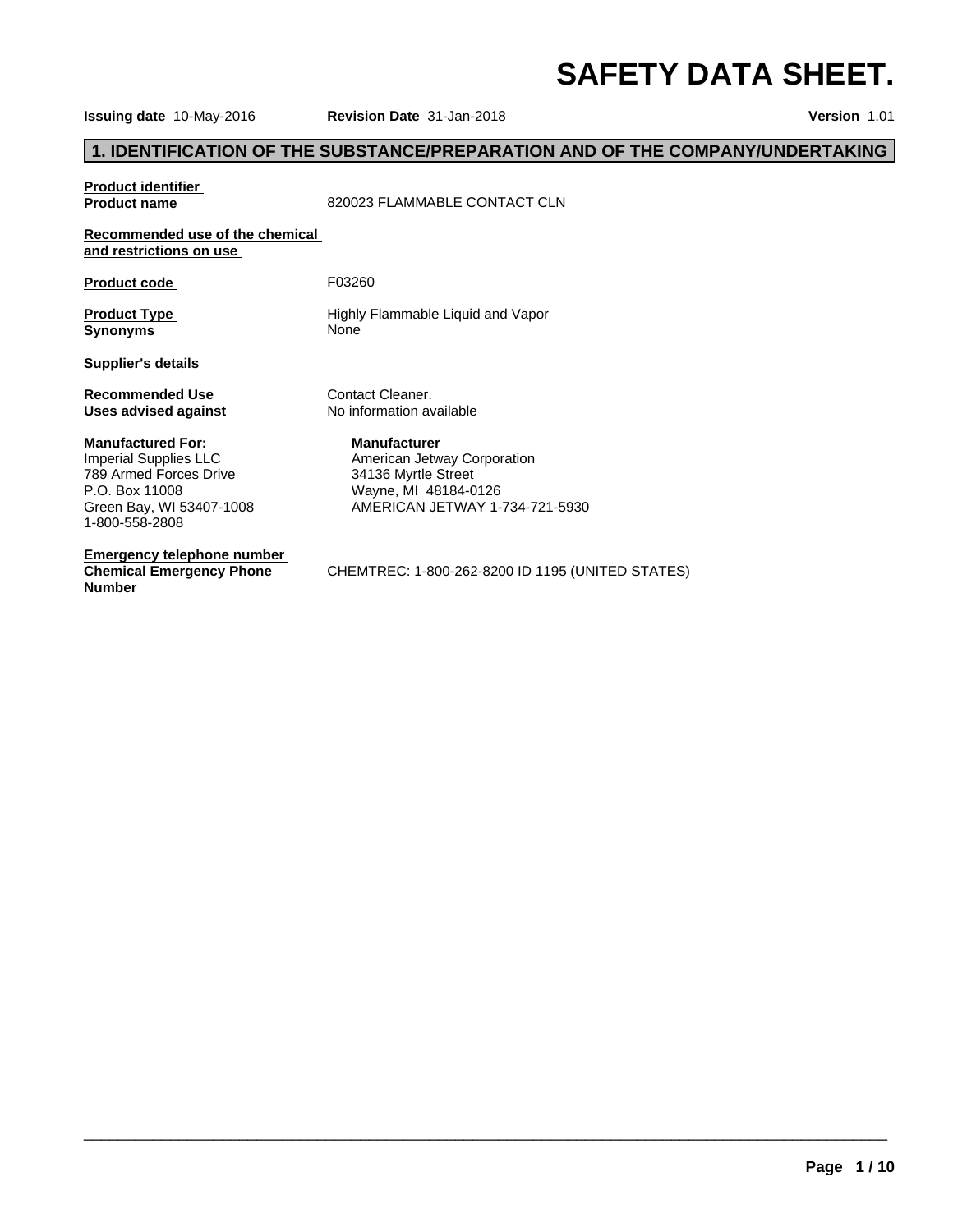# SAFETY DATA SHEET.

**Issuing date** 10-May-2016 **Revision Date** 31-Jan-2018 **Version** 1.01

## 1. IDENTIFICATION OF THE SUBSTANCE/PREPARATION AND OF THE COMPANY/UNDERTAKING

**Product identifier**

**Product name** 820023 FLAMMABLE CONTACT CLN

**Recommended use of the chemical and restrictions on use**

**Product code** F03260

**Product Type** Highly Flammable Liquid and Vapor

**Synonyms** None

**Supplier's details**

**Recommended Use** Contact Cleaner.

**Uses advised against** No information available

**Manufactured For:**
Imperial Supplies LLC
789 Armed Forces Drive
P.O. Box 11008
Green Bay, WI 53407-1008
1-800-558-2808

**Manufacturer**
American Jetway Corporation
34136 Myrtle Street
Wayne, MI 48184-0126
AMERICAN JETWAY 1-734-721-5930

**Emergency telephone number**

**Chemical Emergency Phone Number** CHEMTREC: 1-800-262-8200 ID 1195 (UNITED STATES)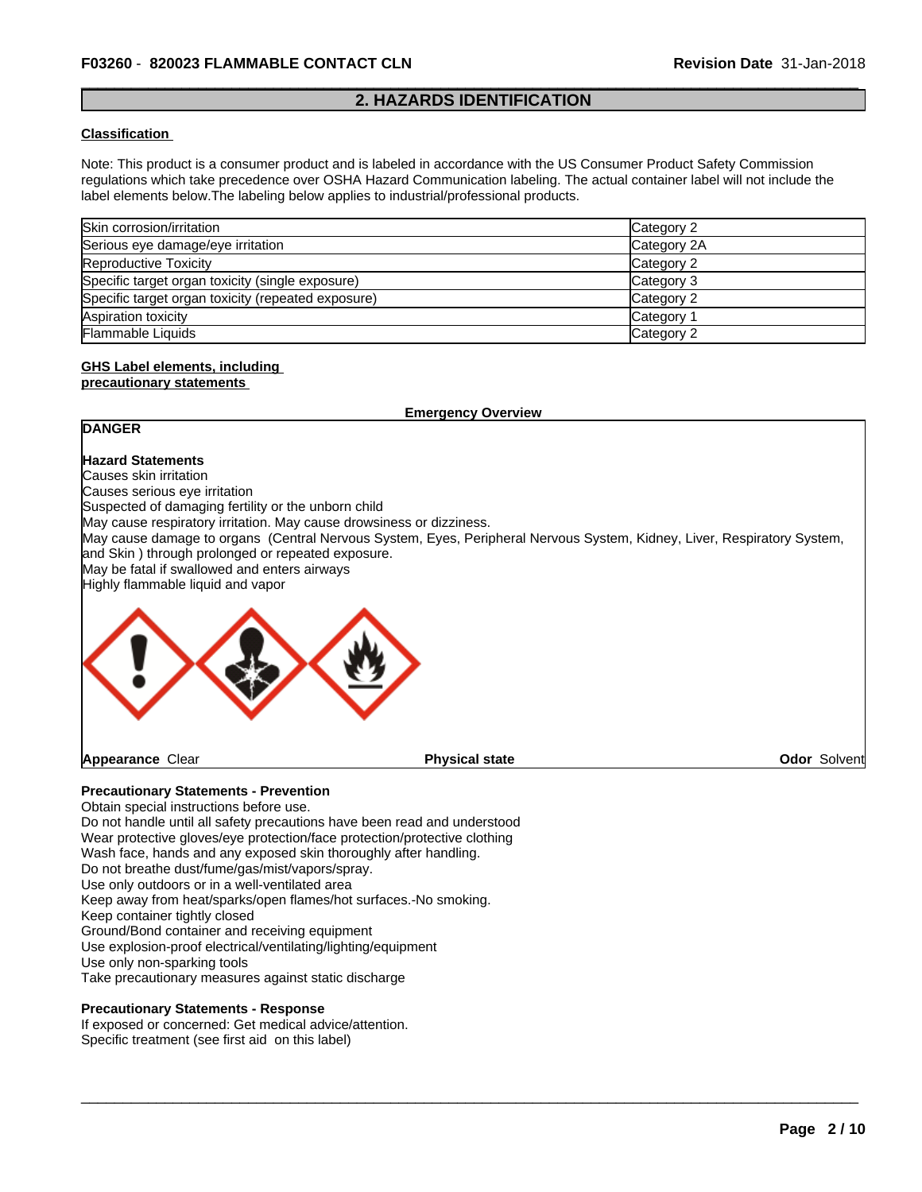## 2. HAZARDS IDENTIFICATION

**Classification**

Note: This product is a consumer product and is labeled in accordance with the US Consumer Product Safety Commission regulations which take precedence over OSHA Hazard Communication labeling. The actual container label will not include the label elements below.The labeling below applies to industrial/professional products.

| | |
|---|---|
| Skin corrosion/irritation | Category 2 |
| Serious eye damage/eye irritation | Category 2A |
| Reproductive Toxicity | Category 2 |
| Specific target organ toxicity (single exposure) | Category 3 |
| Specific target organ toxicity (repeated exposure) | Category 2 |
| Aspiration toxicity | Category 1 |
| Flammable Liquids | Category 2 |

**GHS Label elements, including precautionary statements**

**Emergency Overview**

**DANGER**

**Hazard Statements**

Causes skin irritation
Causes serious eye irritation
Suspected of damaging fertility or the unborn child
May cause respiratory irritation. May cause drowsiness or dizziness.
May cause damage to organs (Central Nervous System, Eyes, Peripheral Nervous System, Kidney, Liver, Respiratory System, and Skin ) through prolonged or repeated exposure.
May be fatal if swallowed and enters airways
Highly flammable liquid and vapor

**Appearance** Clear **Physical state** **Odor** Solvent

**Precautionary Statements - Prevention**

Obtain special instructions before use.
Do not handle until all safety precautions have been read and understood
Wear protective gloves/eye protection/face protection/protective clothing
Wash face, hands and any exposed skin thoroughly after handling.
Do not breathe dust/fume/gas/mist/vapors/spray.
Use only outdoors or in a well-ventilated area
Keep away from heat/sparks/open flames/hot surfaces.-No smoking.
Keep container tightly closed
Ground/Bond container and receiving equipment
Use explosion-proof electrical/ventilating/lighting/equipment
Use only non-sparking tools
Take precautionary measures against static discharge

**Precautionary Statements - Response**

If exposed or concerned: Get medical advice/attention.
Specific treatment (see first aid on this label)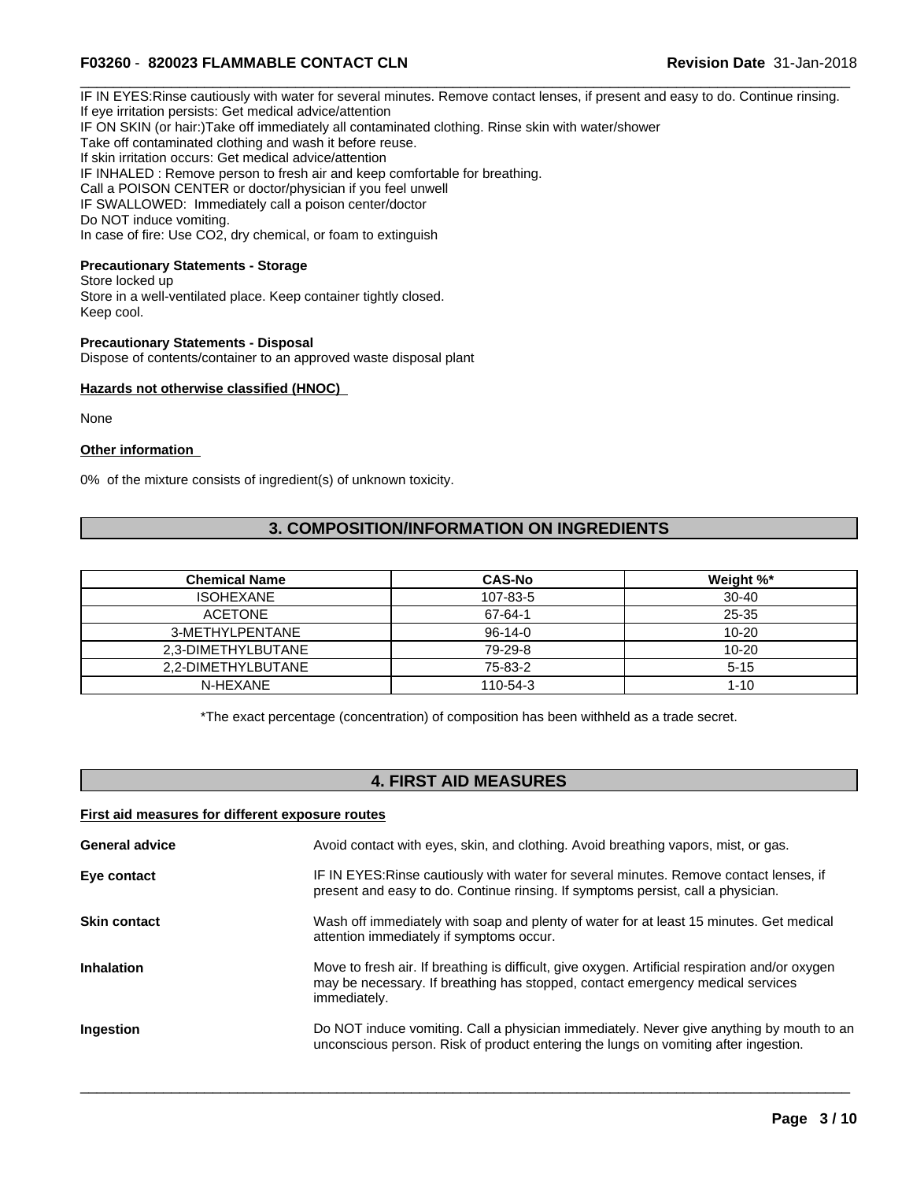IF IN EYES:Rinse cautiously with water for several minutes. Remove contact lenses, if present and easy to do. Continue rinsing.
If eye irritation persists: Get medical advice/attention
IF ON SKIN (or hair:)Take off immediately all contaminated clothing. Rinse skin with water/shower
Take off contaminated clothing and wash it before reuse.
If skin irritation occurs: Get medical advice/attention
IF INHALED : Remove person to fresh air and keep comfortable for breathing.
Call a POISON CENTER or doctor/physician if you feel unwell
IF SWALLOWED: Immediately call a poison center/doctor
Do NOT induce vomiting.
In case of fire: Use $CO_2$, dry chemical, or foam to extinguish

**Precautionary Statements - Storage**

Store locked up
Store in a well-ventilated place. Keep container tightly closed.
Keep cool.

**Precautionary Statements - Disposal**

Dispose of contents/container to an approved waste disposal plant

**Hazards not otherwise classified (HNOC)**

None

**Other information**

0% of the mixture consists of ingredient(s) of unknown toxicity.

## 3. COMPOSITION/INFORMATION ON INGREDIENTS

| Chemical Name | CAS-No | Weight %* |
|---|---|---|
| ISOHEXANE | 107-83-5 | 30-40 |
| ACETONE | 67-64-1 | 25-35 |
| 3-METHYLPENTANE | 96-14-0 | 10-20 |
| 2,3-DIMETHYLBUTANE | 79-29-8 | 10-20 |
| 2,2-DIMETHYLBUTANE | 75-83-2 | 5-15 |
| N-HEXANE | 110-54-3 | 1-10 |

*The exact percentage (concentration) of composition has been withheld as a trade secret.

## 4. FIRST AID MEASURES

**First aid measures for different exposure routes**

**General advice** Avoid contact with eyes, skin, and clothing. Avoid breathing vapors, mist, or gas.

**Eye contact** IF IN EYES:Rinse cautiously with water for several minutes. Remove contact lenses, if present and easy to do. Continue rinsing. If symptoms persist, call a physician.

**Skin contact** Wash off immediately with soap and plenty of water for at least 15 minutes. Get medical attention immediately if symptoms occur.

**Inhalation** Move to fresh air. If breathing is difficult, give oxygen. Artificial respiration and/or oxygen may be necessary. If breathing has stopped, contact emergency medical services immediately.

**Ingestion** Do NOT induce vomiting. Call a physician immediately. Never give anything by mouth to an unconscious person. Risk of product entering the lungs on vomiting after ingestion.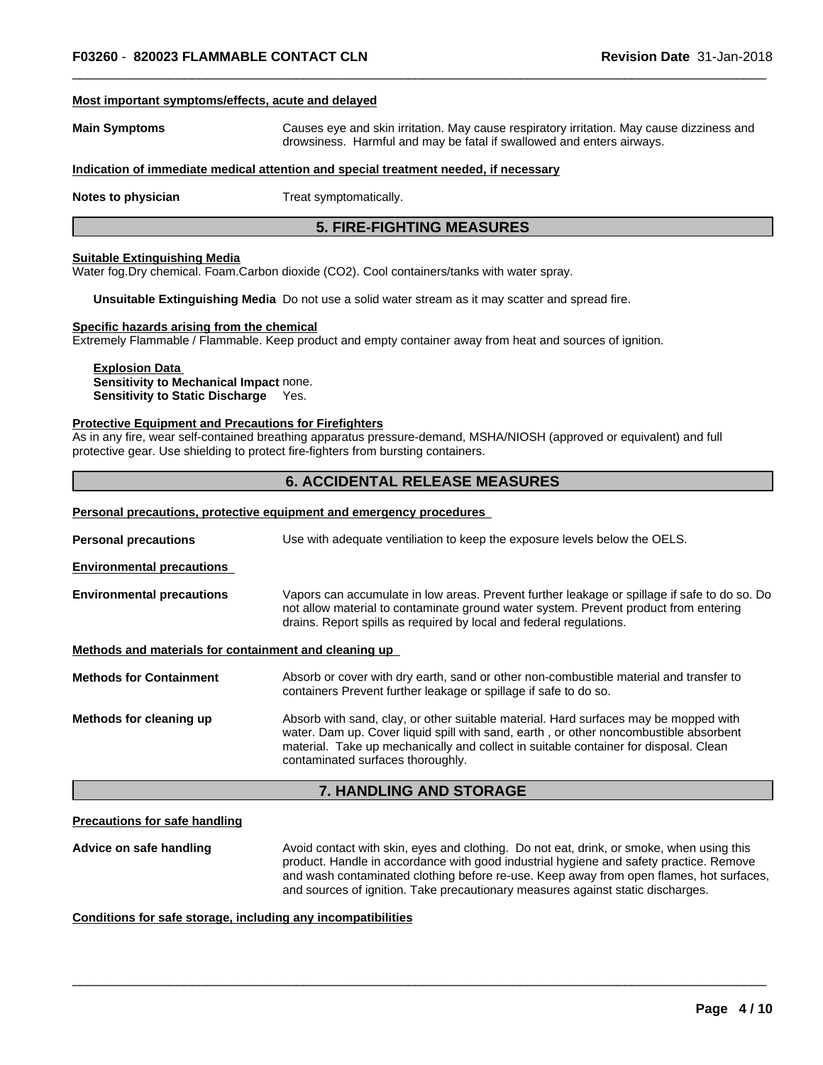**Most important symptoms/effects, acute and delayed**

**Main Symptoms** Causes eye and skin irritation. May cause respiratory irritation. May cause dizziness and drowsiness. Harmful and may be fatal if swallowed and enters airways.

**Indication of immediate medical attention and special treatment needed, if necessary**

**Notes to physician** Treat symptomatically.

## 5. FIRE-FIGHTING MEASURES

**Suitable Extinguishing Media**
Water fog.Dry chemical. Foam.Carbon dioxide ($CO_2$). Cool containers/tanks with water spray.

**Unsuitable Extinguishing Media** Do not use a solid water stream as it may scatter and spread fire.

**Specific hazards arising from the chemical**
Extremely Flammable / Flammable. Keep product and empty container away from heat and sources of ignition.

**Explosion Data**
**Sensitivity to Mechanical Impact** none.
**Sensitivity to Static Discharge** Yes.

**Protective Equipment and Precautions for Firefighters**
As in any fire, wear self-contained breathing apparatus pressure-demand, MSHA/NIOSH (approved or equivalent) and full protective gear. Use shielding to protect fire-fighters from bursting containers.

## 6. ACCIDENTAL RELEASE MEASURES

**Personal precautions, protective equipment and emergency procedures**

**Personal precautions** Use with adequate ventiliation to keep the exposure levels below the OELS.

**Environmental precautions**

**Environmental precautions** Vapors can accumulate in low areas. Prevent further leakage or spillage if safe to do so. Do not allow material to contaminate ground water system. Prevent product from entering drains. Report spills as required by local and federal regulations.

**Methods and materials for containment and cleaning up**

**Methods for Containment** Absorb or cover with dry earth, sand or other non-combustible material and transfer to containers Prevent further leakage or spillage if safe to do so.

**Methods for cleaning up** Absorb with sand, clay, or other suitable material. Hard surfaces may be mopped with water. Dam up. Cover liquid spill with sand, earth , or other noncombustible absorbent material. Take up mechanically and collect in suitable container for disposal. Clean contaminated surfaces thoroughly.

## 7. HANDLING AND STORAGE

**Precautions for safe handling**

**Advice on safe handling** Avoid contact with skin, eyes and clothing. Do not eat, drink, or smoke, when using this product. Handle in accordance with good industrial hygiene and safety practice. Remove and wash contaminated clothing before re-use. Keep away from open flames, hot surfaces, and sources of ignition. Take precautionary measures against static discharges.

**Conditions for safe storage, including any incompatibilities**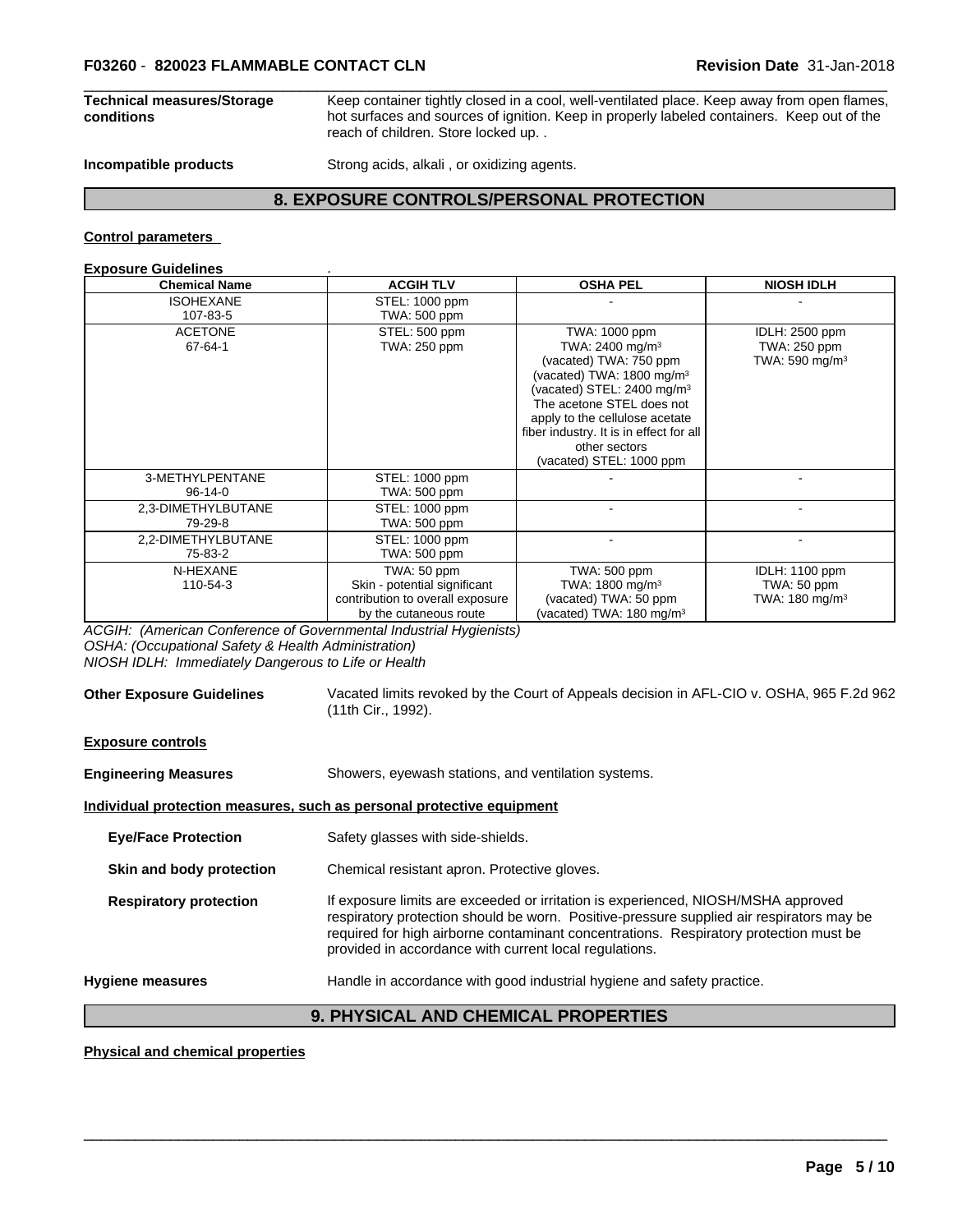**Technical measures/Storage conditions** Keep container tightly closed in a cool, well-ventilated place. Keep away from open flames, hot surfaces and sources of ignition. Keep in properly labeled containers. Keep out of the reach of children. Store locked up. .

**Incompatible products** Strong acids, alkali , or oxidizing agents.

## 8. EXPOSURE CONTROLS/PERSONAL PROTECTION

**Control parameters**

**Exposure Guidelines** .

| Chemical Name | ACGIH TLV | OSHA PEL | NIOSH IDLH |
|---|---|---|---|
| ISOHEXANE<br>107-83-5 | STEL: 1000 ppm<br>TWA: 500 ppm | - | - |
| ACETONE<br>67-64-1 | STEL: 500 ppm<br>TWA: 250 ppm | TWA: 1000 ppm<br>TWA: 2400 mg/m³<br>(vacated) TWA: 750 ppm<br>(vacated) TWA: 1800 mg/m³<br>(vacated) STEL: 2400 mg/m³<br>The acetone STEL does not apply to the cellulose acetate fiber industry. It is in effect for all other sectors<br>(vacated) STEL: 1000 ppm | IDLH: 2500 ppm<br>TWA: 250 ppm<br>TWA: 590 mg/m³ |
| 3-METHYLPENTANE<br>96-14-0 | STEL: 1000 ppm<br>TWA: 500 ppm | - | - |
| 2,3-DIMETHYLBUTANE<br>79-29-8 | STEL: 1000 ppm<br>TWA: 500 ppm | - | - |
| 2,2-DIMETHYLBUTANE<br>75-83-2 | STEL: 1000 ppm<br>TWA: 500 ppm | - | - |
| N-HEXANE<br>110-54-3 | TWA: 50 ppm<br>Skin - potential significant contribution to overall exposure by the cutaneous route | TWA: 500 ppm<br>TWA: 1800 mg/m³<br>(vacated) TWA: 50 ppm<br>(vacated) TWA: 180 mg/m³ | IDLH: 1100 ppm<br>TWA: 50 ppm<br>TWA: 180 mg/m³ |

*ACGIH: (American Conference of Governmental Industrial Hygienists)*
*OSHA: (Occupational Safety & Health Administration)*
*NIOSH IDLH: Immediately Dangerous to Life or Health*

**Other Exposure Guidelines** Vacated limits revoked by the Court of Appeals decision in AFL-CIO v. OSHA, 965 F.2d 962 (11th Cir., 1992).

**Exposure controls**

**Engineering Measures** Showers, eyewash stations, and ventilation systems.

**Individual protection measures, such as personal protective equipment**

**Eye/Face Protection** Safety glasses with side-shields.

**Skin and body protection** Chemical resistant apron. Protective gloves.

**Respiratory protection** If exposure limits are exceeded or irritation is experienced, NIOSH/MSHA approved respiratory protection should be worn. Positive-pressure supplied air respirators may be required for high airborne contaminant concentrations. Respiratory protection must be provided in accordance with current local regulations.

**Hygiene measures** Handle in accordance with good industrial hygiene and safety practice.

## 9. PHYSICAL AND CHEMICAL PROPERTIES

**Physical and chemical properties**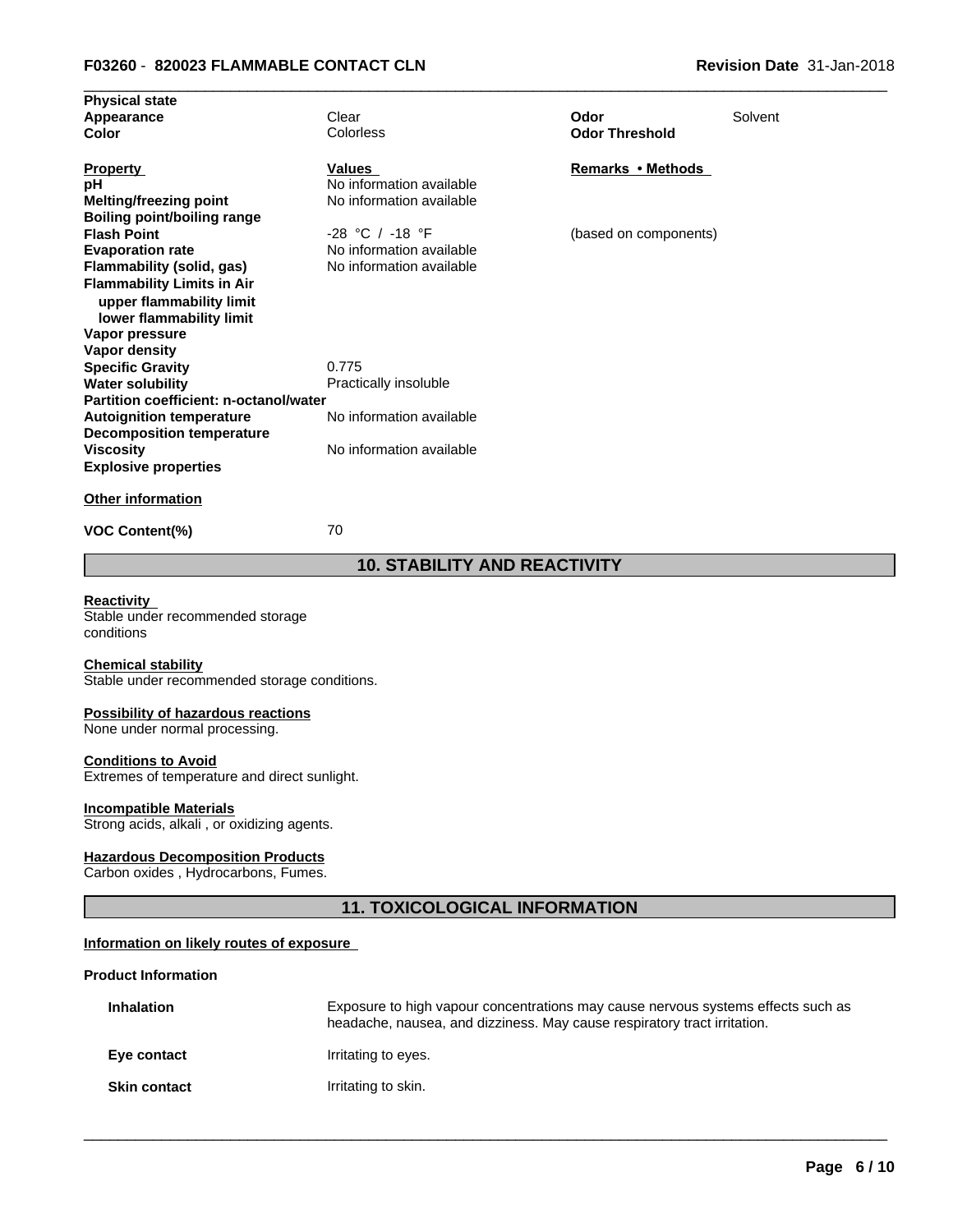| Physical state | | | |
| --- | --- | --- | --- |
| **Appearance** | Clear | **Odor** | Solvent |
| **Color** | Colorless | **Odor Threshold** | |

| **Property** | **Values** | **Remarks • Methods** |
| --- | --- | --- |
| **pH** | No information available | |
| **Melting/freezing point** | No information available | |
| **Boiling point/boiling range** | | |
| **Flash Point** | -28 °C / -18 °F | (based on components) |
| **Evaporation rate** | No information available | |
| **Flammability (solid, gas)** | No information available | |
| **Flammability Limits in Air** | | |
| **upper flammability limit** | | |
| **lower flammability limit** | | |
| **Vapor pressure** | | |
| **Vapor density** | | |
| **Specific Gravity** | 0.775 | |
| **Water solubility** | Practically insoluble | |
| **Partition coefficient: n-octanol/water** | | |
| **Autoignition temperature** | No information available | |
| **Decomposition temperature** | | |
| **Viscosity** | No information available | |
| **Explosive properties** | | |

**Other information**

**VOC Content(%)** 70

## 10. STABILITY AND REACTIVITY

**Reactivity**
Stable under recommended storage conditions

**Chemical stability**
Stable under recommended storage conditions.

**Possibility of hazardous reactions**
None under normal processing.

**Conditions to Avoid**
Extremes of temperature and direct sunlight.

**Incompatible Materials**
Strong acids, alkali , or oxidizing agents.

**Hazardous Decomposition Products**
Carbon oxides , Hydrocarbons, Fumes.

## 11. TOXICOLOGICAL INFORMATION

**Information on likely routes of exposure**

**Product Information**

| | |
| --- | --- |
| **Inhalation** | Exposure to high vapour concentrations may cause nervous systems effects such as headache, nausea, and dizziness. May cause respiratory tract irritation. |
| **Eye contact** | Irritating to eyes. |
| **Skin contact** | Irritating to skin. |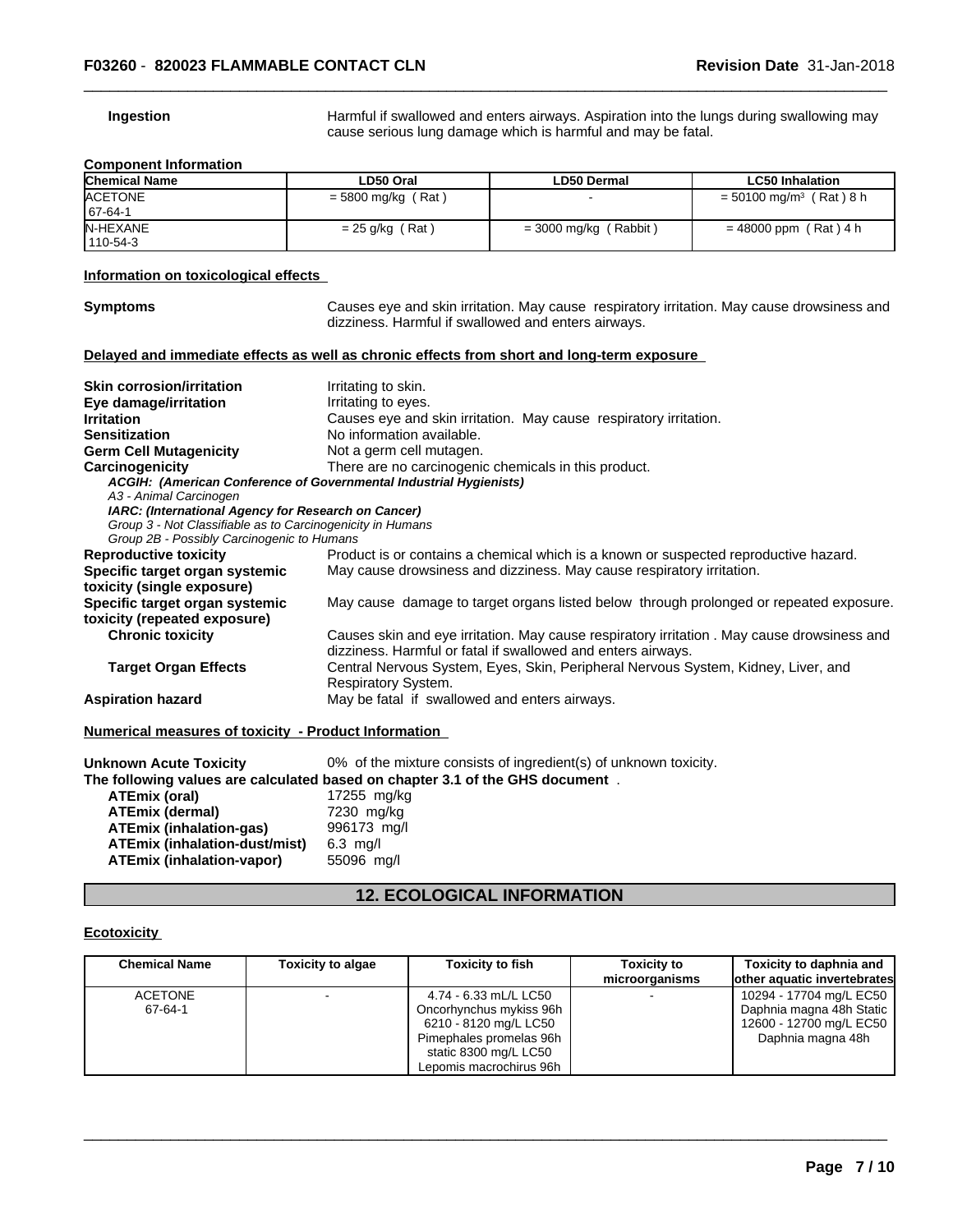**Ingestion** Harmful if swallowed and enters airways. Aspiration into the lungs during swallowing may cause serious lung damage which is harmful and may be fatal.

**Component Information**

| Chemical Name | LD50 Oral | LD50 Dermal | LC50 Inhalation |
| --- | --- | --- | --- |
| ACETONE<br>67-64-1 | = 5800 mg/kg ( Rat ) | - | = 50100 mg/m³ ( Rat ) 8 h |
| N-HEXANE<br>110-54-3 | = 25 g/kg ( Rat ) | = 3000 mg/kg ( Rabbit ) | = 48000 ppm ( Rat ) 4 h |

**Information on toxicological effects**

**Symptoms** Causes eye and skin irritation. May cause respiratory irritation. May cause drowsiness and dizziness. Harmful if swallowed and enters airways.

**Delayed and immediate effects as well as chronic effects from short and long-term exposure**

**Skin corrosion/irritation** Irritating to skin.

**Eye damage/irritation** Irritating to eyes.

**Irritation** Causes eye and skin irritation. May cause respiratory irritation.

**Sensitization** No information available.

**Germ Cell Mutagenicity** Not a germ cell mutagen.

**Carcinogenicity** There are no carcinogenic chemicals in this product.

***ACGIH: (American Conference of Governmental Industrial Hygienists)***

*A3 - Animal Carcinogen*

***IARC: (International Agency for Research on Cancer)***

*Group 3 - Not Classifiable as to Carcinogenicity in Humans*

*Group 2B - Possibly Carcinogenic to Humans*

**Reproductive toxicity** Product is or contains a chemical which is a known or suspected reproductive hazard.

**Specific target organ systemic toxicity (single exposure)** May cause drowsiness and dizziness. May cause respiratory irritation.

**Specific target organ systemic toxicity (repeated exposure)** May cause damage to target organs listed below through prolonged or repeated exposure.

**Chronic toxicity** Causes skin and eye irritation. May cause respiratory irritation . May cause drowsiness and dizziness. Harmful or fatal if swallowed and enters airways.

**Target Organ Effects** Central Nervous System, Eyes, Skin, Peripheral Nervous System, Kidney, Liver, and Respiratory System.

**Aspiration hazard** May be fatal if swallowed and enters airways.

**Numerical measures of toxicity - Product Information**

**Unknown Acute Toxicity** 0% of the mixture consists of ingredient(s) of unknown toxicity.

**The following values are calculated based on chapter 3.1 of the GHS document** .

- **ATEmix (oral)** 17255 mg/kg
- **ATEmix (dermal)** 7230 mg/kg
- **ATEmix (inhalation-gas)** 996173 mg/l
- **ATEmix (inhalation-dust/mist)** 6.3 mg/l
- **ATEmix (inhalation-vapor)** 55096 mg/l

## 12. ECOLOGICAL INFORMATION

**Ecotoxicity**

| Chemical Name | Toxicity to algae | Toxicity to fish | Toxicity to microorganisms | Toxicity to daphnia and other aquatic invertebrates |
| --- | --- | --- | --- | --- |
| ACETONE<br>67-64-1 | - | 4.74 - 6.33 mL/L LC50 Oncorhynchus mykiss 96h<br>6210 - 8120 mg/L LC50 Pimephales promelas 96h static 8300 mg/L LC50 Lepomis macrochirus 96h | - | 10294 - 17704 mg/L EC50 Daphnia magna 48h Static<br>12600 - 12700 mg/L EC50 Daphnia magna 48h |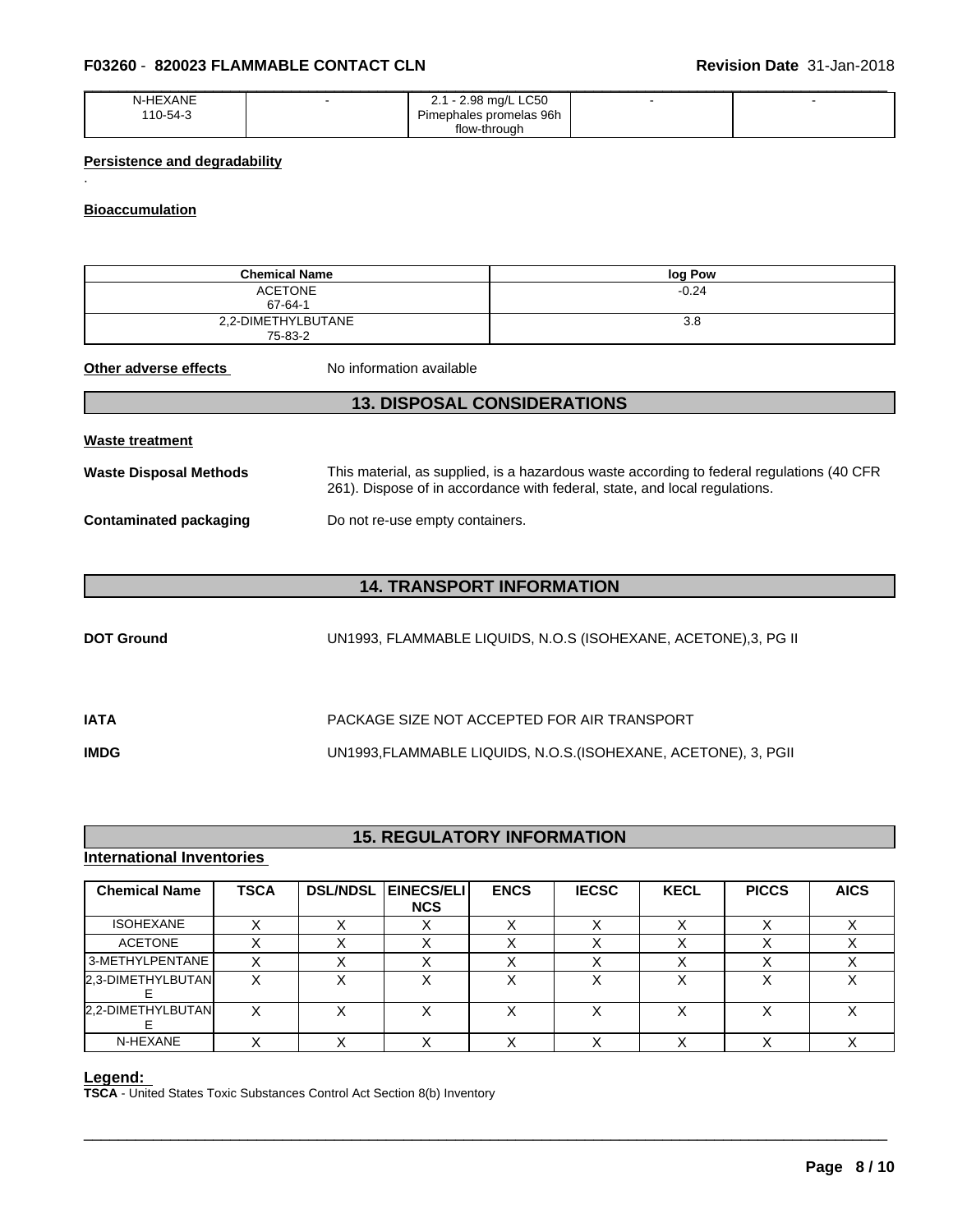| N-HEXANE 110-54-3 | - | 2.1 - 2.98 mg/L LC50 Pimephales promelas 96h flow-through | - | - |
|---|---|---|---|---|

**Persistence and degradability**

.

**Bioaccumulation**

| Chemical Name | log Pow |
|---|---|
| ACETONE 67-64-1 | -0.24 |
| 2,2-DIMETHYLBUTANE 75-83-2 | 3.8 |

**Other adverse effects** No information available

## 13. DISPOSAL CONSIDERATIONS

**Waste treatment**

**Waste Disposal Methods** This material, as supplied, is a hazardous waste according to federal regulations (40 CFR 261). Dispose of in accordance with federal, state, and local regulations.

**Contaminated packaging** Do not re-use empty containers.

## 14. TRANSPORT INFORMATION

**DOT Ground** UN1993, FLAMMABLE LIQUIDS, N.O.S (ISOHEXANE, ACETONE),3, PG II

**IATA** PACKAGE SIZE NOT ACCEPTED FOR AIR TRANSPORT

**IMDG** UN1993,FLAMMABLE LIQUIDS, N.O.S.(ISOHEXANE, ACETONE), 3, PGII

## 15. REGULATORY INFORMATION

**International Inventories**

| Chemical Name | TSCA | DSL/NDSL | EINECS/ELINCS | ENCS | IECSC | KECL | PICCS | AICS |
|---|---|---|---|---|---|---|---|---|
| ISOHEXANE | X | X | X | X | X | X | X | X |
| ACETONE | X | X | X | X | X | X | X | X |
| 3-METHYLPENTANE | X | X | X | X | X | X | X | X |
| 2,3-DIMETHYLBUTANE | X | X | X | X | X | X | X | X |
| 2,2-DIMETHYLBUTANE | X | X | X | X | X | X | X | X |
| N-HEXANE | X | X | X | X | X | X | X | X |

**Legend:**

**TSCA** - United States Toxic Substances Control Act Section 8(b) Inventory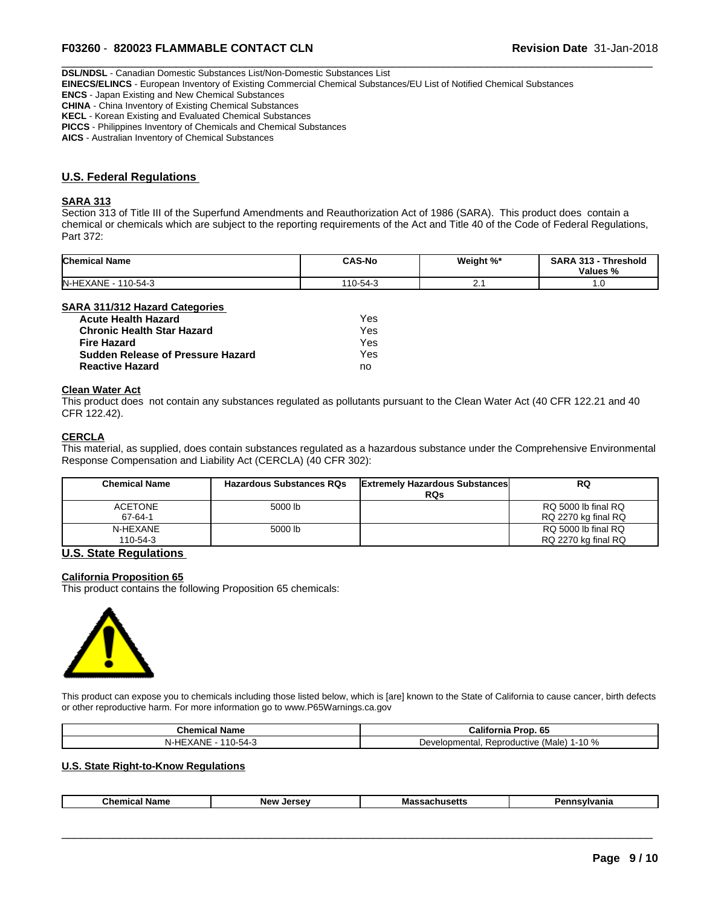**DSL/NDSL** - Canadian Domestic Substances List/Non-Domestic Substances List
**EINECS/ELINCS** - European Inventory of Existing Commercial Chemical Substances/EU List of Notified Chemical Substances
**ENCS** - Japan Existing and New Chemical Substances
**CHINA** - China Inventory of Existing Chemical Substances
**KECL** - Korean Existing and Evaluated Chemical Substances
**PICCS** - Philippines Inventory of Chemicals and Chemical Substances
**AICS** - Australian Inventory of Chemical Substances

## U.S. Federal Regulations

### SARA 313

Section 313 of Title III of the Superfund Amendments and Reauthorization Act of 1986 (SARA). This product does contain a chemical or chemicals which are subject to the reporting requirements of the Act and Title 40 of the Code of Federal Regulations, Part 372:

| Chemical Name | CAS-No | Weight %* | SARA 313 - Threshold Values % |
|---|---|---|---|
| N-HEXANE - 110-54-3 | 110-54-3 | 2.1 | 1.0 |

### SARA 311/312 Hazard Categories

| | |
|---|---|
| **Acute Health Hazard** | Yes |
| **Chronic Health Star Hazard** | Yes |
| **Fire Hazard** | Yes |
| **Sudden Release of Pressure Hazard** | Yes |
| **Reactive Hazard** | no |

### Clean Water Act

This product does not contain any substances regulated as pollutants pursuant to the Clean Water Act (40 CFR 122.21 and 40 CFR 122.42).

### CERCLA

This material, as supplied, does contain substances regulated as a hazardous substance under the Comprehensive Environmental Response Compensation and Liability Act (CERCLA) (40 CFR 302):

| Chemical Name | Hazardous Substances RQs | Extremely Hazardous Substances RQs | RQ |
|---|---|---|---|
| ACETONE<br>67-64-1 | 5000 lb | | RQ 5000 lb final RQ<br>RQ 2270 kg final RQ |
| N-HEXANE<br>110-54-3 | 5000 lb | | RQ 5000 lb final RQ<br>RQ 2270 kg final RQ |

## U.S. State Regulations

### California Proposition 65

This product contains the following Proposition 65 chemicals:

This product can expose you to chemicals including those listed below, which is [are] known to the State of California to cause cancer, birth defects or other reproductive harm. For more information go to www.P65Warnings.ca.gov

| Chemical Name | California Prop. 65 |
|---|---|
| N-HEXANE - 110-54-3 | Developmental, Reproductive (Male) 1-10 % |

### U.S. State Right-to-Know Regulations

| Chemical Name | New Jersey | Massachusetts | Pennsylvania |
|---|---|---|---|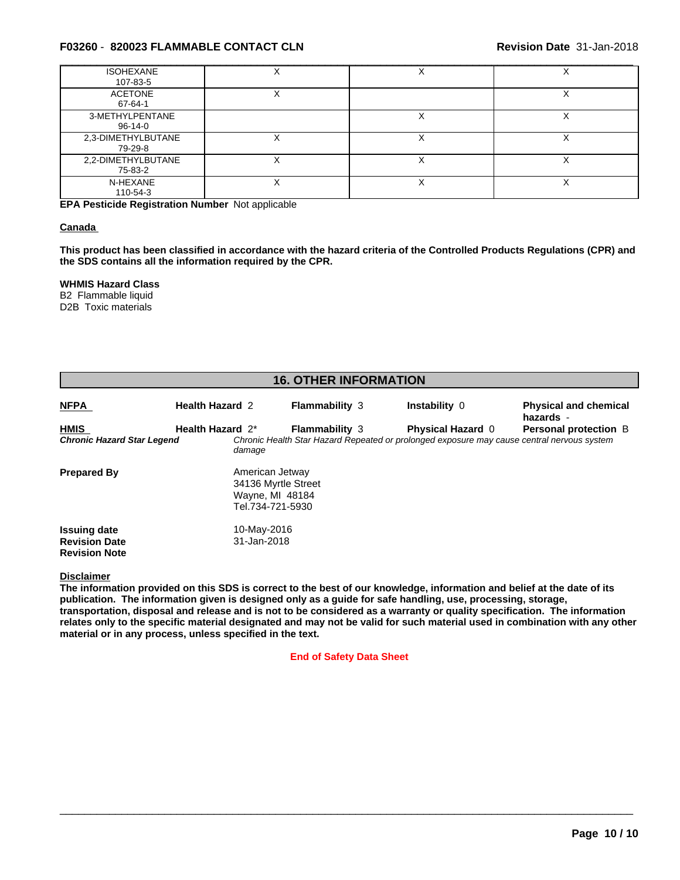| | | | |
|---|---|---|---|
| ISOHEXANE 107-83-5 | X | X | X |
| ACETONE 67-64-1 | X | | X |
| 3-METHYLPENTANE 96-14-0 | | X | X |
| 2,3-DIMETHYLBUTANE 79-29-8 | X | X | X |
| 2,2-DIMETHYLBUTANE 75-83-2 | X | X | X |
| N-HEXANE 110-54-3 | X | X | X |

**EPA Pesticide Registration Number** Not applicable

**Canada**

**This product has been classified in accordance with the hazard criteria of the Controlled Products Regulations (CPR) and the SDS contains all the information required by the CPR.**

**WHMIS Hazard Class**
B2 Flammable liquid
D2B Toxic materials

## 16. OTHER INFORMATION

| | | | | |
|---|---|---|---|---|
| **NFPA** | **Health Hazard** 2 | **Flammability** 3 | **Instability** 0 | **Physical and chemical hazards** - |
| **HMIS** | **Health Hazard** 2* | **Flammability** 3 | **Physical Hazard** 0 | **Personal protection** B |

***Chronic Hazard Star Legend*** *Chronic Health Star Hazard Repeated or prolonged exposure may cause central nervous system damage*

**Prepared By**
American Jetway
34136 Myrtle Street
Wayne, MI 48184
Tel.734-721-5930

**Issuing date** 10-May-2016
**Revision Date** 31-Jan-2018
**Revision Note**

**Disclaimer**
**The information provided on this SDS is correct to the best of our knowledge, information and belief at the date of its publication. The information given is designed only as a guide for safe handling, use, processing, storage, transportation, disposal and release and is not to be considered as a warranty or quality specification. The information relates only to the specific material designated and may not be valid for such material used in combination with any other material or in any process, unless specified in the text.**

**End of Safety Data Sheet**